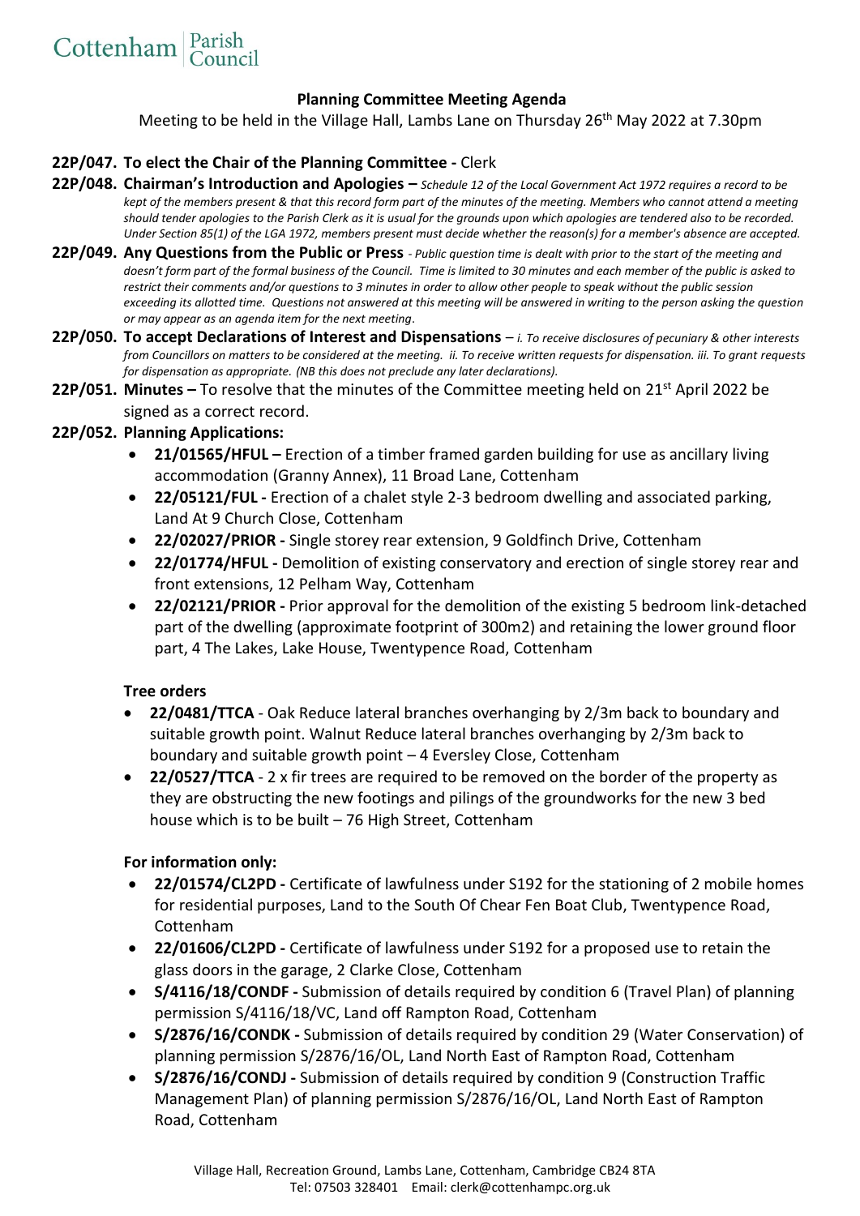Cottenham Parish Council

## Planning Committee Meeting Agenda

Meeting to be held in the Village Hall, Lambs Lane on Thursday 26th May 2022 at 7.30pm

**22P/047. To elect the Chair of the Planning Committee -** Clerk

**22P/048. Chairman's Introduction and Apologies –** *Schedule 12 of the Local Government Act 1972 requires a record to be kept of the members present & that this record form part of the minutes of the meeting. Members who cannot attend a meeting should tender apologies to the Parish Clerk as it is usual for the grounds upon which apologies are tendered also to be recorded. Under Section 85(1) of the LGA 1972, members present must decide whether the reason(s) for a member's absence are accepted.*

**22P/049. Any Questions from the Public or Press** *- Public question time is dealt with prior to the start of the meeting and doesn't form part of the formal business of the Council. Time is limited to 30 minutes and each member of the public is asked to restrict their comments and/or questions to 3 minutes in order to allow other people to speak without the public session exceeding its allotted time. Questions not answered at this meeting will be answered in writing to the person asking the question or may appear as an agenda item for the next meeting.*

**22P/050. To accept Declarations of Interest and Dispensations** – *i. To receive disclosures of pecuniary & other interests from Councillors on matters to be considered at the meeting. ii. To receive written requests for dispensation. iii. To grant requests for dispensation as appropriate. (NB this does not preclude any later declarations).*

**22P/051. Minutes –** To resolve that the minutes of the Committee meeting held on 21st April 2022 be signed as a correct record.

**22P/052. Planning Applications:**

- **21/01565/HFUL –** Erection of a timber framed garden building for use as ancillary living accommodation (Granny Annex), 11 Broad Lane, Cottenham
- **22/05121/FUL -** Erection of a chalet style 2-3 bedroom dwelling and associated parking, Land At 9 Church Close, Cottenham
- **22/02027/PRIOR -** Single storey rear extension, 9 Goldfinch Drive, Cottenham
- **22/01774/HFUL -** Demolition of existing conservatory and erection of single storey rear and front extensions, 12 Pelham Way, Cottenham
- **22/02121/PRIOR -** Prior approval for the demolition of the existing 5 bedroom link-detached part of the dwelling (approximate footprint of 300m2) and retaining the lower ground floor part, 4 The Lakes, Lake House, Twentypence Road, Cottenham

**Tree orders**

- **22/0481/TTCA** - Oak Reduce lateral branches overhanging by 2/3m back to boundary and suitable growth point. Walnut Reduce lateral branches overhanging by 2/3m back to boundary and suitable growth point – 4 Eversley Close, Cottenham
- **22/0527/TTCA** - 2 x fir trees are required to be removed on the border of the property as they are obstructing the new footings and pilings of the groundworks for the new 3 bed house which is to be built – 76 High Street, Cottenham

**For information only:**

- **22/01574/CL2PD -** Certificate of lawfulness under S192 for the stationing of 2 mobile homes for residential purposes, Land to the South Of Chear Fen Boat Club, Twentypence Road, Cottenham
- **22/01606/CL2PD -** Certificate of lawfulness under S192 for a proposed use to retain the glass doors in the garage, 2 Clarke Close, Cottenham
- **S/4116/18/CONDF -** Submission of details required by condition 6 (Travel Plan) of planning permission S/4116/18/VC, Land off Rampton Road, Cottenham
- **S/2876/16/CONDK -** Submission of details required by condition 29 (Water Conservation) of planning permission S/2876/16/OL, Land North East of Rampton Road, Cottenham
- **S/2876/16/CONDJ -** Submission of details required by condition 9 (Construction Traffic Management Plan) of planning permission S/2876/16/OL, Land North East of Rampton Road, Cottenham

Village Hall, Recreation Ground, Lambs Lane, Cottenham, Cambridge CB24 8TA
Tel: 07503 328401 Email: clerk@cottenhampc.org.uk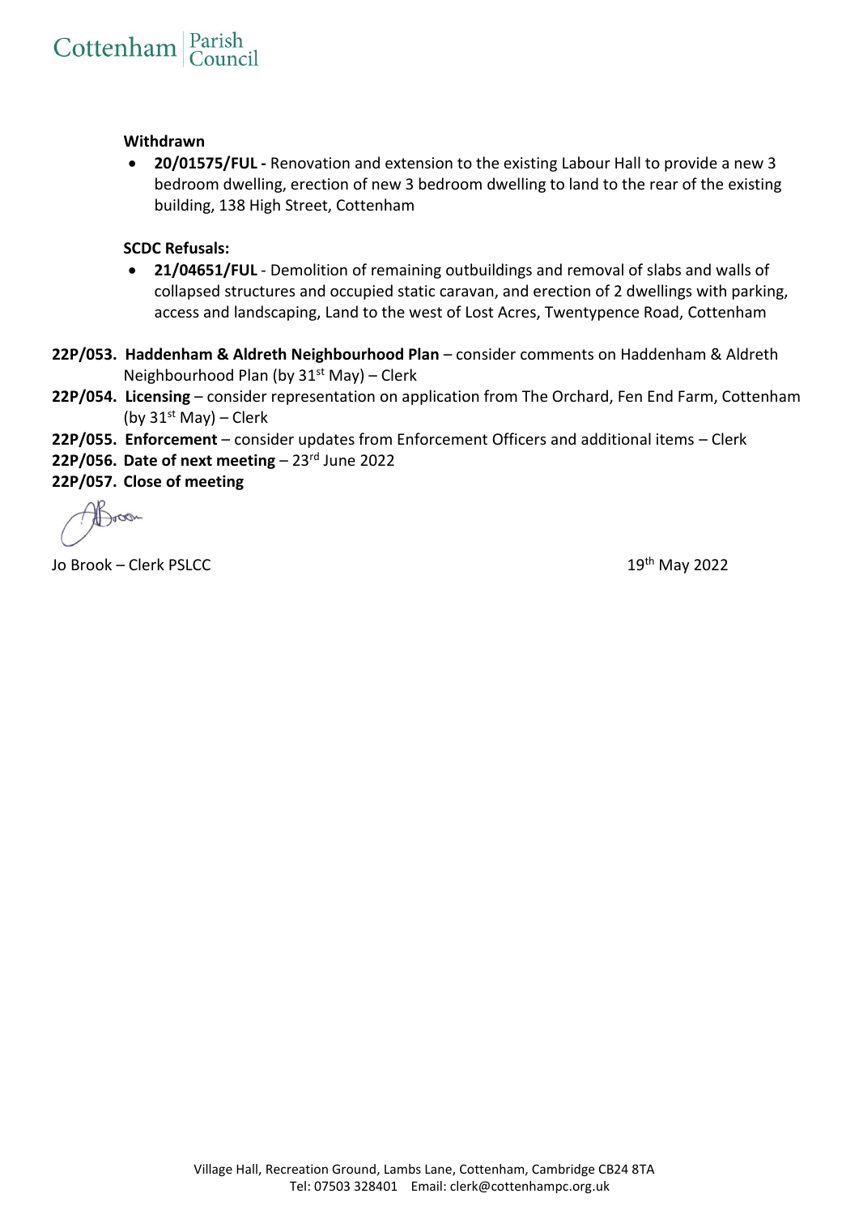**Withdrawn**

- **20/01575/FUL -** Renovation and extension to the existing Labour Hall to provide a new 3 bedroom dwelling, erection of new 3 bedroom dwelling to land to the rear of the existing building, 138 High Street, Cottenham

**SCDC Refusals:**

- **21/04651/FUL** - Demolition of remaining outbuildings and removal of slabs and walls of collapsed structures and occupied static caravan, and erection of 2 dwellings with parking, access and landscaping, Land to the west of Lost Acres, Twentypence Road, Cottenham

**22P/053. Haddenham & Aldreth Neighbourhood Plan** – consider comments on Haddenham & Aldreth Neighbourhood Plan (by 31st May) – Clerk

**22P/054. Licensing** – consider representation on application from The Orchard, Fen End Farm, Cottenham (by 31st May) – Clerk

**22P/055. Enforcement** – consider updates from Enforcement Officers and additional items – Clerk

**22P/056. Date of next meeting** – 23rd June 2022

**22P/057. Close of meeting**

Jo Brook – Clerk PSLCC

19th May 2022

Village Hall, Recreation Ground, Lambs Lane, Cottenham, Cambridge CB24 8TA
Tel: 07503 328401 Email: clerk@cottenhampc.org.uk